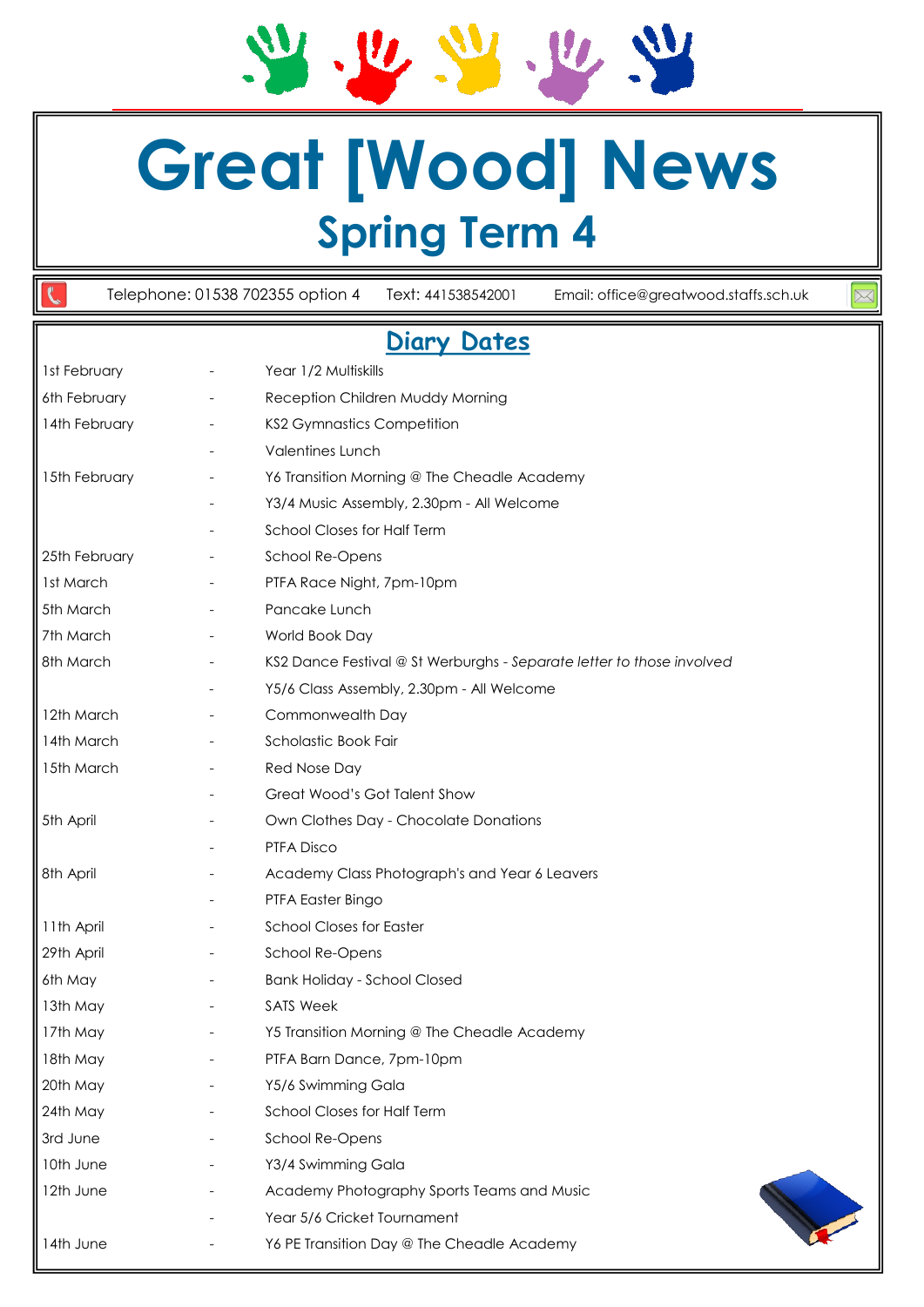# Great [Wood] News

## Spring Term 4

Telephone: 01538 702355 option 4 Text: 441538542001 Email: office@greatwood.staffs.sch.uk

## Diary Dates

| | | |
|---|---|---|
| 1st February | - | Year 1/2 Multiskills |
| 6th February | - | Reception Children Muddy Morning |
| 14th February | - | KS2 Gymnastics Competition |
| | - | Valentines Lunch |
| 15th February | - | Y6 Transition Morning @ The Cheadle Academy |
| | - | Y3/4 Music Assembly, 2.30pm - All Welcome |
| | - | School Closes for Half Term |
| 25th February | - | School Re-Opens |
| 1st March | - | PTFA Race Night, 7pm-10pm |
| 5th March | - | Pancake Lunch |
| 7th March | - | World Book Day |
| 8th March | - | KS2 Dance Festival @ St Werburghs - *Separate letter to those involved* |
| | - | Y5/6 Class Assembly, 2.30pm - All Welcome |
| 12th March | - | Commonwealth Day |
| 14th March | - | Scholastic Book Fair |
| 15th March | - | Red Nose Day |
| | - | Great Wood's Got Talent Show |
| 5th April | - | Own Clothes Day - Chocolate Donations |
| | - | PTFA Disco |
| 8th April | - | Academy Class Photograph's and Year 6 Leavers |
| | - | PTFA Easter Bingo |
| 11th April | - | School Closes for Easter |
| 29th April | - | School Re-Opens |
| 6th May | - | Bank Holiday - School Closed |
| 13th May | - | SATS Week |
| 17th May | - | Y5 Transition Morning @ The Cheadle Academy |
| 18th May | - | PTFA Barn Dance, 7pm-10pm |
| 20th May | - | Y5/6 Swimming Gala |
| 24th May | - | School Closes for Half Term |
| 3rd June | - | School Re-Opens |
| 10th June | - | Y3/4 Swimming Gala |
| 12th June | - | Academy Photography Sports Teams and Music |
| | - | Year 5/6 Cricket Tournament |
| 14th June | - | Y6 PE Transition Day @ The Cheadle Academy |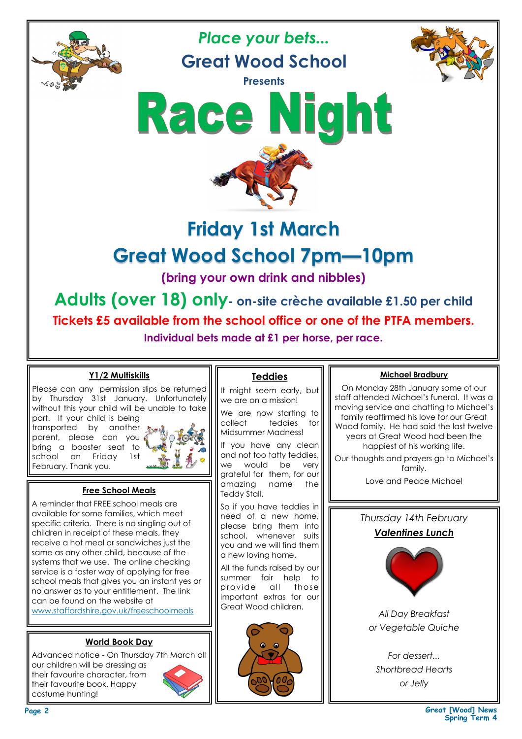*Place your bets...*

## Great Wood School

**Presents**

# Race Night

## Friday 1st March

## Great Wood School 7pm—10pm

**(bring your own drink and nibbles)**

**Adults (over 18) only- on-site crèche available £1.50 per child**

**Tickets £5 available from the school office or one of the PTFA members.**

**Individual bets made at £1 per horse, per race.**

### Y1/2 Multiskills

Please can any permission slips be returned by Thursday 31st January. Unfortunately without this your child will be unable to take part. If your child is being transported by another parent, please can you bring a booster seat to school on Friday 1st February. Thank you.

### Free School Meals

A reminder that FREE school meals are available for some families, which meet specific criteria. There is no singling out of children in receipt of these meals, they receive a hot meal or sandwiches just the same as any other child, because of the systems that we use. The online checking service is a faster way of applying for free school meals that gives you an instant yes or no answer as to your entitlement. The link can be found on the website at www.staffordshire.gov.uk/freeschoolmeals

### World Book Day

Advanced notice - On Thursday 7th March all our children will be dressing as their favourite character, from their favourite book. Happy costume hunting!

### Teddies

It might seem early, but we are on a mission!

We are now starting to collect teddies for Midsummer Madness!

If you have any clean and not too tatty teddies, we would be very grateful for them, for our amazing name the Teddy Stall.

So if you have teddies in need of a new home, please bring them into school, whenever suits you and we will find them a new loving home.

All the funds raised by our summer fair help to provide all those important extras for our Great Wood children.

### Michael Bradbury

On Monday 28th January some of our staff attended Michael's funeral. It was a moving service and chatting to Michael's family reaffirmed his love for our Great Wood family. He had said the last twelve years at Great Wood had been the happiest of his working life.

Our thoughts and prayers go to Michael's family.

Love and Peace Michael

*Thursday 14th February*

***Valentines Lunch***

*All Day Breakfast*
*or Vegetable Quiche*

*For dessert...*
*Shortbread Hearts*
*or Jelly*